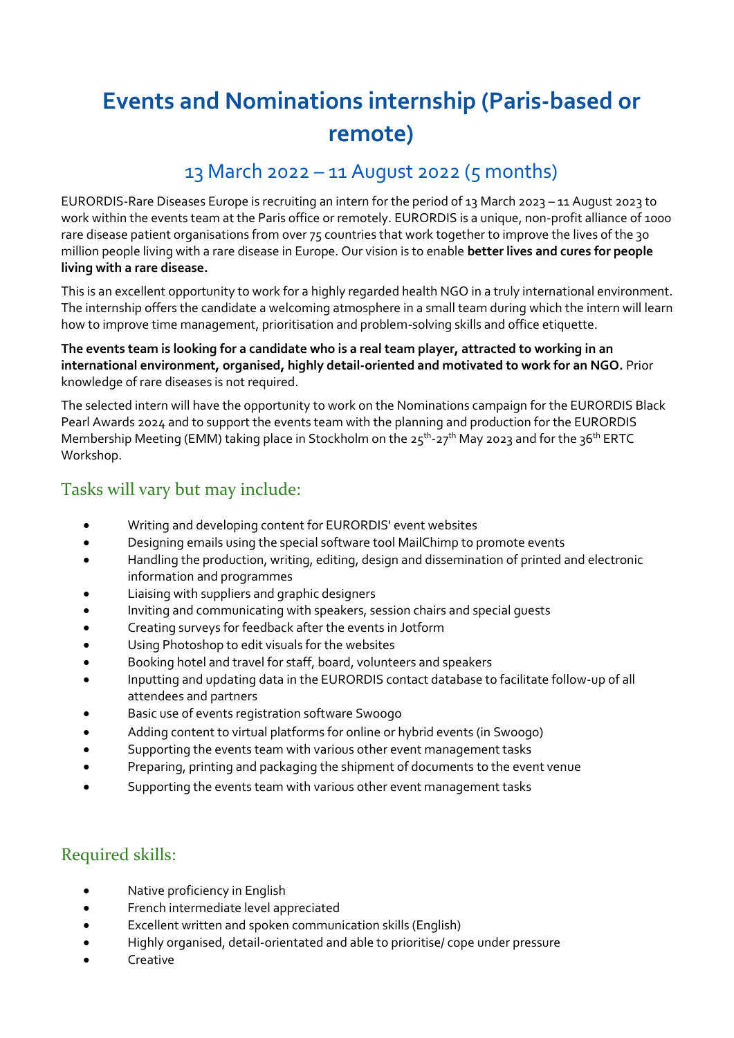# Events and Nominations internship (Paris-based or remote)

## 13 March 2022 – 11 August 2022 (5 months)

EURORDIS-Rare Diseases Europe is recruiting an intern for the period of 13 March 2023 – 11 August 2023 to work within the events team at the Paris office or remotely. EURORDIS is a unique, non-profit alliance of 1000 rare disease patient organisations from over 75 countries that work together to improve the lives of the 30 million people living with a rare disease in Europe. Our vision is to enable **better lives and cures for people living with a rare disease.**

This is an excellent opportunity to work for a highly regarded health NGO in a truly international environment. The internship offers the candidate a welcoming atmosphere in a small team during which the intern will learn how to improve time management, prioritisation and problem-solving skills and office etiquette.

**The events team is looking for a candidate who is a real team player, attracted to working in an international environment, organised, highly detail-oriented and motivated to work for an NGO.** Prior knowledge of rare diseases is not required.

The selected intern will have the opportunity to work on the Nominations campaign for the EURORDIS Black Pearl Awards 2024 and to support the events team with the planning and production for the EURORDIS Membership Meeting (EMM) taking place in Stockholm on the 25th-27th May 2023 and for the 36th ERTC Workshop.

### Tasks will vary but may include:

- Writing and developing content for EURORDIS' event websites
- Designing emails using the special software tool MailChimp to promote events
- Handling the production, writing, editing, design and dissemination of printed and electronic information and programmes
- Liaising with suppliers and graphic designers
- Inviting and communicating with speakers, session chairs and special guests
- Creating surveys for feedback after the events in Jotform
- Using Photoshop to edit visuals for the websites
- Booking hotel and travel for staff, board, volunteers and speakers
- Inputting and updating data in the EURORDIS contact database to facilitate follow-up of all attendees and partners
- Basic use of events registration software Swoogo
- Adding content to virtual platforms for online or hybrid events (in Swoogo)
- Supporting the events team with various other event management tasks
- Preparing, printing and packaging the shipment of documents to the event venue
- Supporting the events team with various other event management tasks

### Required skills:

- Native proficiency in English
- French intermediate level appreciated
- Excellent written and spoken communication skills (English)
- Highly organised, detail-orientated and able to prioritise/ cope under pressure
- Creative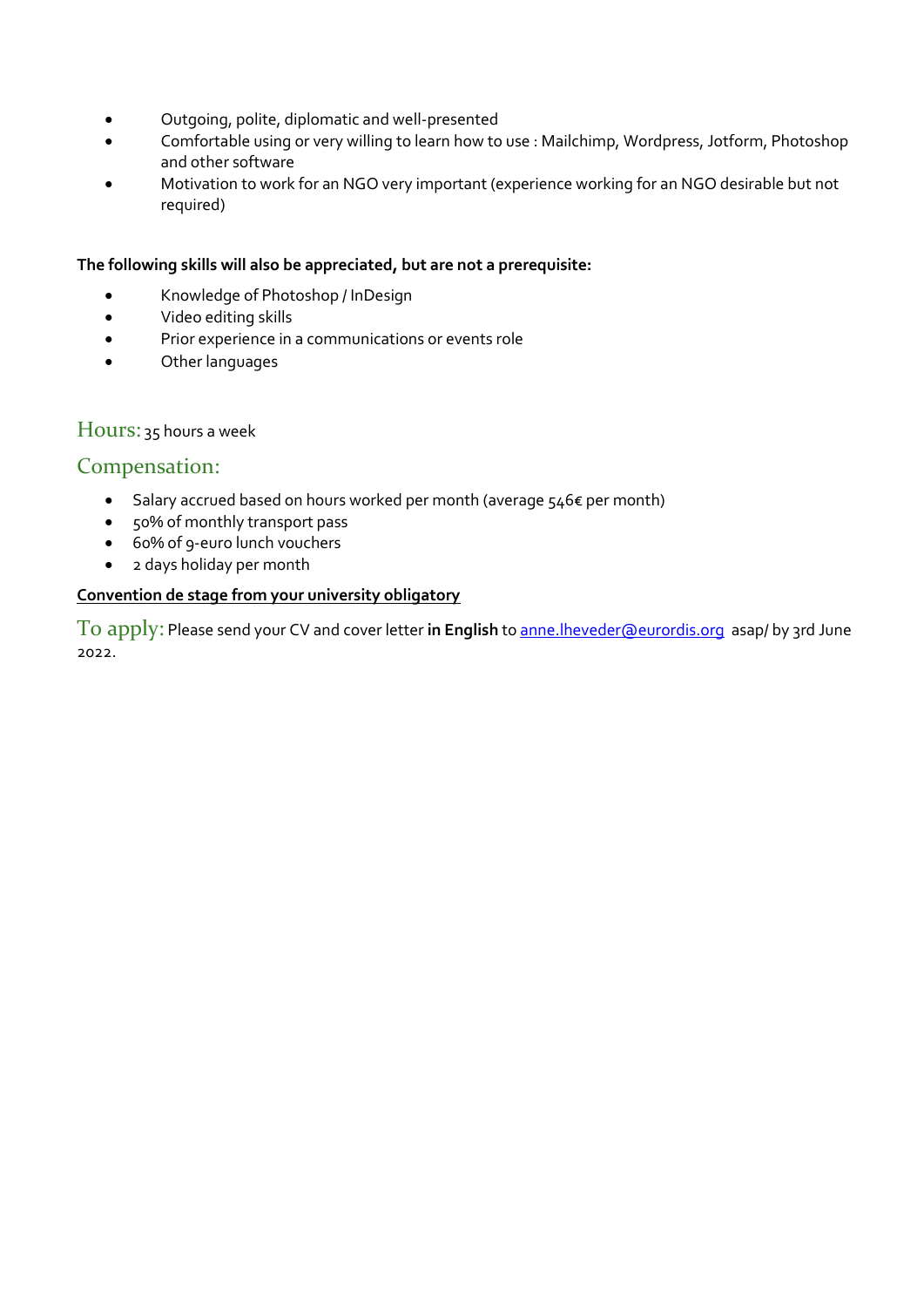- Outgoing, polite, diplomatic and well-presented
- Comfortable using or very willing to learn how to use : Mailchimp, Wordpress, Jotform, Photoshop and other software
- Motivation to work for an NGO very important (experience working for an NGO desirable but not required)

**The following skills will also be appreciated, but are not a prerequisite:**

- Knowledge of Photoshop / InDesign
- Video editing skills
- Prior experience in a communications or events role
- Other languages

## Hours: 35 hours a week

## Compensation:

- Salary accrued based on hours worked per month (average 546€ per month)
- 50% of monthly transport pass
- 60% of 9-euro lunch vouchers
- 2 days holiday per month

**Convention de stage from your university obligatory**

## To apply: Please send your CV and cover letter **in English** to anne.lheveder@eurordis.org asap/ by 3rd June 2022.